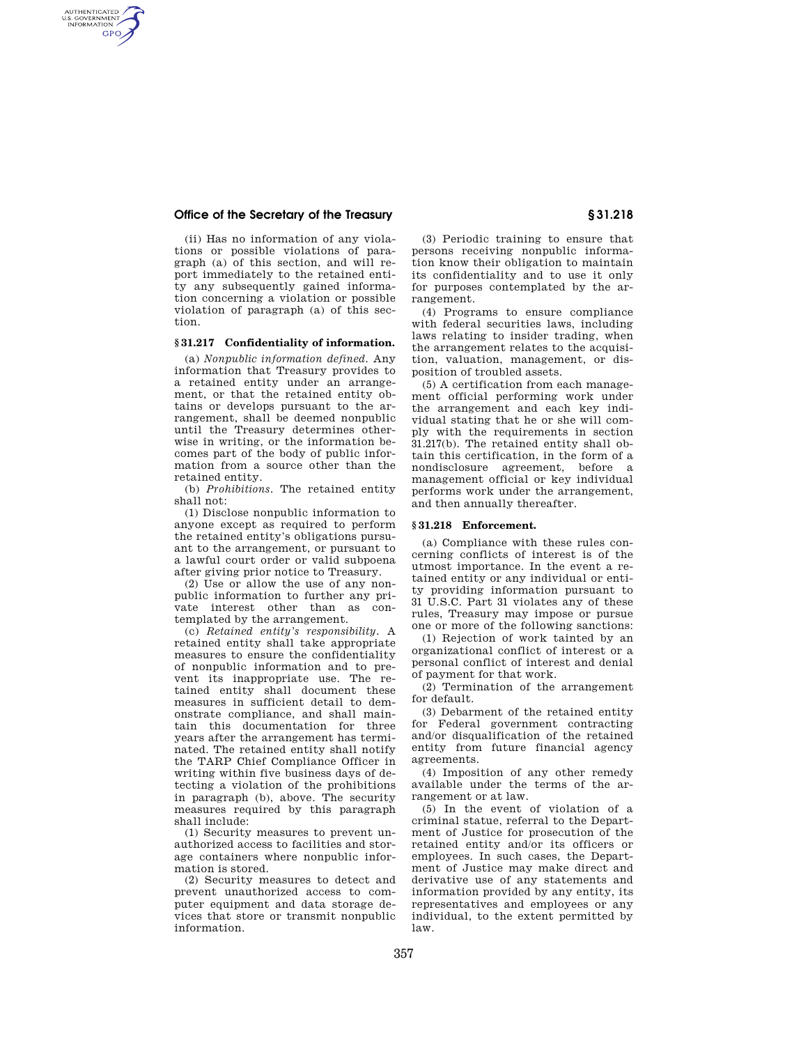(ii) Has no information of any violations or possible violations of paragraph (a) of this section, and will report immediately to the retained entity any subsequently gained information concerning a violation or possible violation of paragraph (a) of this section.

### § 31.217 Confidentiality of information.

(a) *Nonpublic information defined.* Any information that Treasury provides to a retained entity under an arrangement, or that the retained entity obtains or develops pursuant to the arrangement, shall be deemed nonpublic until the Treasury determines otherwise in writing, or the information becomes part of the body of public information from a source other than the retained entity.

(b) *Prohibitions.* The retained entity shall not:

(1) Disclose nonpublic information to anyone except as required to perform the retained entity's obligations pursuant to the arrangement, or pursuant to a lawful court order or valid subpoena after giving prior notice to Treasury.

(2) Use or allow the use of any nonpublic information to further any private interest other than as contemplated by the arrangement.

(c) *Retained entity's responsibility.* A retained entity shall take appropriate measures to ensure the confidentiality of nonpublic information and to prevent its inappropriate use. The retained entity shall document these measures in sufficient detail to demonstrate compliance, and shall maintain this documentation for three years after the arrangement has terminated. The retained entity shall notify the TARP Chief Compliance Officer in writing within five business days of detecting a violation of the prohibitions in paragraph (b), above. The security measures required by this paragraph shall include:

(1) Security measures to prevent unauthorized access to facilities and storage containers where nonpublic information is stored.

(2) Security measures to detect and prevent unauthorized access to computer equipment and data storage devices that store or transmit nonpublic information.

(3) Periodic training to ensure that persons receiving nonpublic information know their obligation to maintain its confidentiality and to use it only for purposes contemplated by the arrangement.

(4) Programs to ensure compliance with federal securities laws, including laws relating to insider trading, when the arrangement relates to the acquisition, valuation, management, or disposition of troubled assets.

(5) A certification from each management official performing work under the arrangement and each key individual stating that he or she will comply with the requirements in section 31.217(b). The retained entity shall obtain this certification, in the form of a nondisclosure agreement, before a management official or key individual performs work under the arrangement, and then annually thereafter.

### § 31.218 Enforcement.

(a) Compliance with these rules concerning conflicts of interest is of the utmost importance. In the event a retained entity or any individual or entity providing information pursuant to 31 U.S.C. Part 31 violates any of these rules, Treasury may impose or pursue one or more of the following sanctions:

(1) Rejection of work tainted by an organizational conflict of interest or a personal conflict of interest and denial of payment for that work.

(2) Termination of the arrangement for default.

(3) Debarment of the retained entity for Federal government contracting and/or disqualification of the retained entity from future financial agency agreements.

(4) Imposition of any other remedy available under the terms of the arrangement or at law.

(5) In the event of violation of a criminal statue, referral to the Department of Justice for prosecution of the retained entity and/or its officers or employees. In such cases, the Department of Justice may make direct and derivative use of any statements and information provided by any entity, its representatives and employees or any individual, to the extent permitted by law.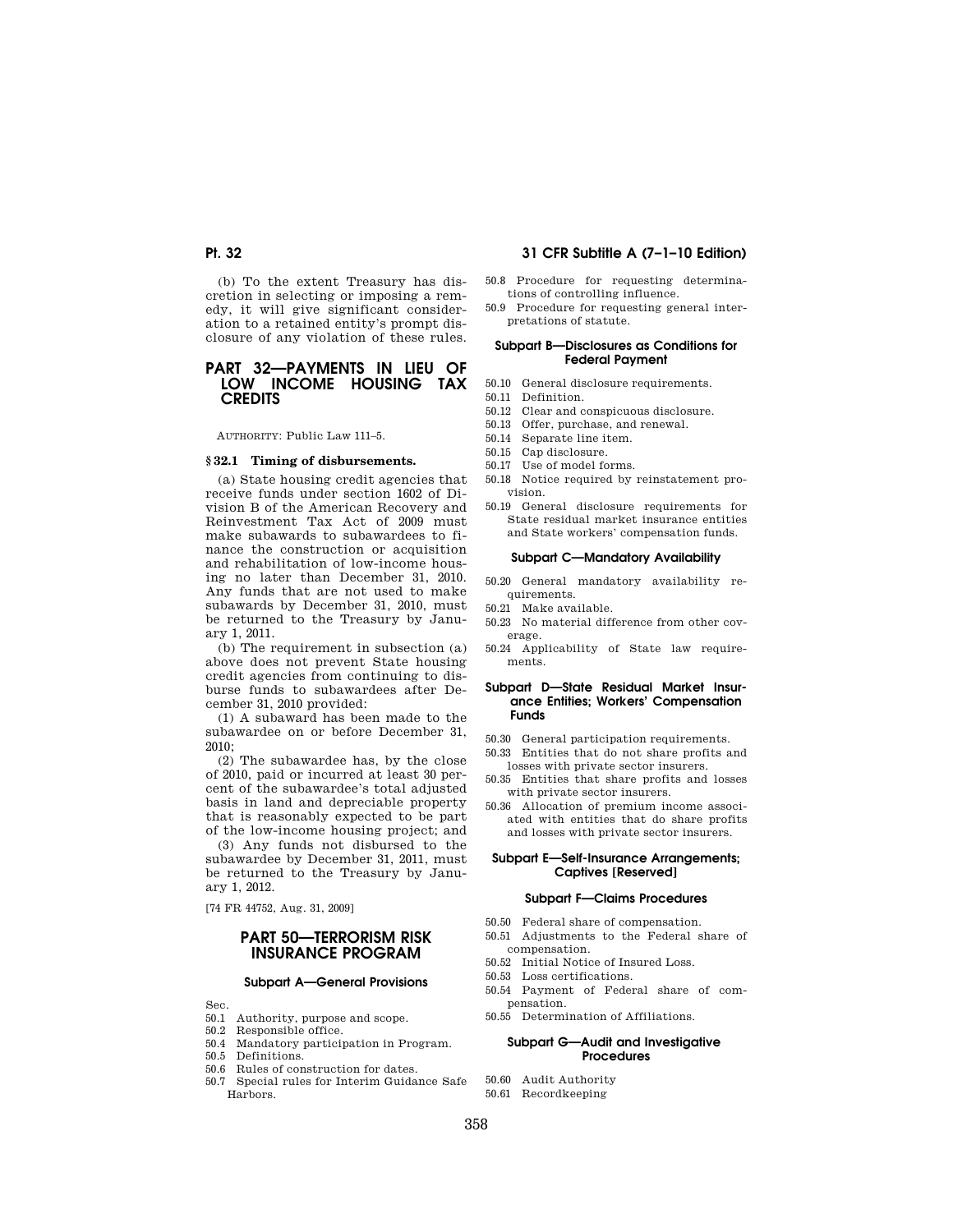(b) To the extent Treasury has discretion in selecting or imposing a remedy, it will give significant consideration to a retained entity's prompt disclosure of any violation of these rules.

# PART 32—PAYMENTS IN LIEU OF LOW INCOME HOUSING TAX CREDITS

AUTHORITY: Public Law 111–5.

### § 32.1 Timing of disbursements.

(a) State housing credit agencies that receive funds under section 1602 of Division B of the American Recovery and Reinvestment Tax Act of 2009 must make subawards to subawardees to finance the construction or acquisition and rehabilitation of low-income housing no later than December 31, 2010. Any funds that are not used to make subawards by December 31, 2010, must be returned to the Treasury by January 1, 2011.

(b) The requirement in subsection (a) above does not prevent State housing credit agencies from continuing to disburse funds to subawardees after December 31, 2010 provided:

(1) A subaward has been made to the subawardee on or before December 31, 2010;

(2) The subawardee has, by the close of 2010, paid or incurred at least 30 percent of the subawardee's total adjusted basis in land and depreciable property that is reasonably expected to be part of the low-income housing project; and

(3) Any funds not disbursed to the subawardee by December 31, 2011, must be returned to the Treasury by January 1, 2012.

[74 FR 44752, Aug. 31, 2009]

# PART 50—TERRORISM RISK INSURANCE PROGRAM

## Subpart A—General Provisions

Sec.
50.1 Authority, purpose and scope.
50.2 Responsible office.
50.4 Mandatory participation in Program.
50.5 Definitions.
50.6 Rules of construction for dates.
50.7 Special rules for Interim Guidance Safe Harbors.
50.8 Procedure for requesting determinations of controlling influence.
50.9 Procedure for requesting general interpretations of statute.

## Subpart B—Disclosures as Conditions for Federal Payment

50.10 General disclosure requirements.
50.11 Definition.
50.12 Clear and conspicuous disclosure.
50.13 Offer, purchase, and renewal.
50.14 Separate line item.
50.15 Cap disclosure.
50.17 Use of model forms.
50.18 Notice required by reinstatement provision.
50.19 General disclosure requirements for State residual market insurance entities and State workers' compensation funds.

## Subpart C—Mandatory Availability

50.20 General mandatory availability requirements.
50.21 Make available.
50.23 No material difference from other coverage.
50.24 Applicability of State law requirements.

## Subpart D—State Residual Market Insurance Entities; Workers' Compensation Funds

50.30 General participation requirements.
50.33 Entities that do not share profits and losses with private sector insurers.
50.35 Entities that share profits and losses with private sector insurers.
50.36 Allocation of premium income associated with entities that do share profits and losses with private sector insurers.

## Subpart E—Self-Insurance Arrangements; Captives [Reserved]

## Subpart F—Claims Procedures

50.50 Federal share of compensation.
50.51 Adjustments to the Federal share of compensation.
50.52 Initial Notice of Insured Loss.
50.53 Loss certifications.
50.54 Payment of Federal share of compensation.
50.55 Determination of Affiliations.

## Subpart G—Audit and Investigative Procedures

50.60 Audit Authority
50.61 Recordkeeping